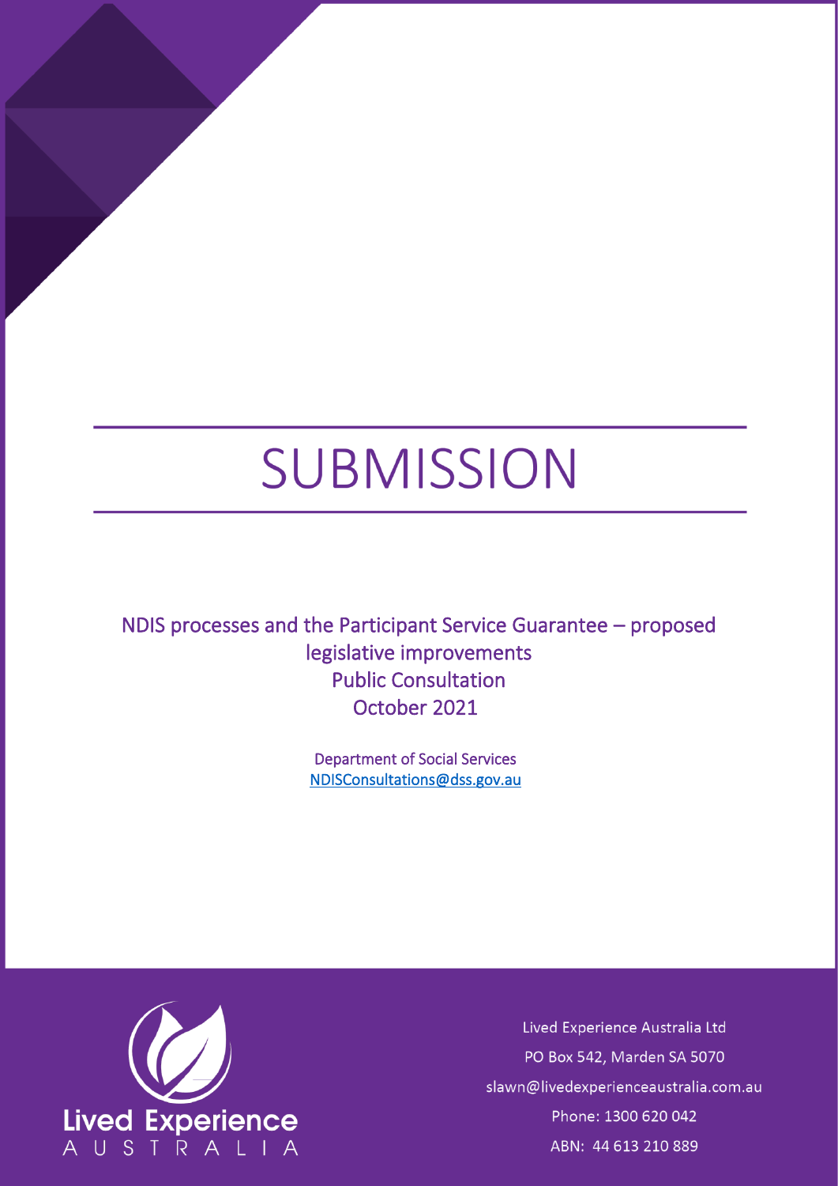# SUBMISSION

NDIS processes and the Participant Service Guarantee – proposed legislative improvements
Public Consultation
October 2021

Department of Social Services
NDISConsultations@dss.gov.au

Lived Experience Australia

Lived Experience Australia Ltd
PO Box 542, Marden SA 5070
slawn@livedexperienceaustralia.com.au
Phone: 1300 620 042
ABN: 44 613 210 889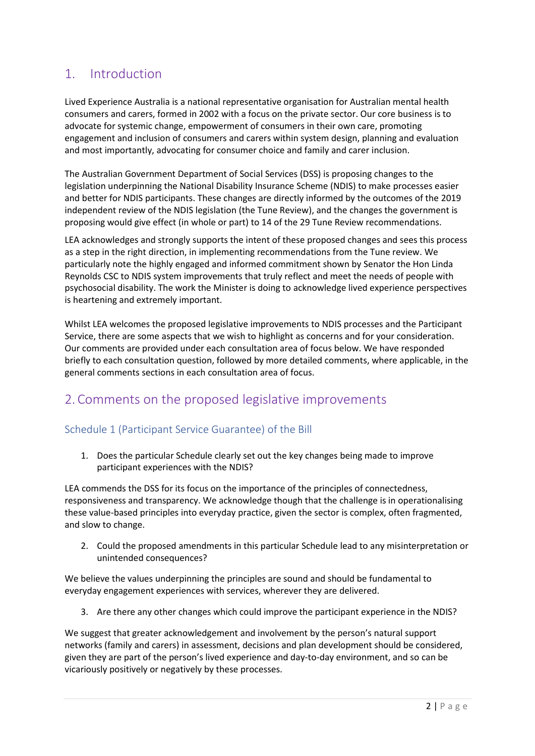# 1. Introduction

Lived Experience Australia is a national representative organisation for Australian mental health consumers and carers, formed in 2002 with a focus on the private sector. Our core business is to advocate for systemic change, empowerment of consumers in their own care, promoting engagement and inclusion of consumers and carers within system design, planning and evaluation and most importantly, advocating for consumer choice and family and carer inclusion.

The Australian Government Department of Social Services (DSS) is proposing changes to the legislation underpinning the National Disability Insurance Scheme (NDIS) to make processes easier and better for NDIS participants. These changes are directly informed by the outcomes of the 2019 independent review of the NDIS legislation (the Tune Review), and the changes the government is proposing would give effect (in whole or part) to 14 of the 29 Tune Review recommendations.

LEA acknowledges and strongly supports the intent of these proposed changes and sees this process as a step in the right direction, in implementing recommendations from the Tune review. We particularly note the highly engaged and informed commitment shown by Senator the Hon Linda Reynolds CSC to NDIS system improvements that truly reflect and meet the needs of people with psychosocial disability. The work the Minister is doing to acknowledge lived experience perspectives is heartening and extremely important.

Whilst LEA welcomes the proposed legislative improvements to NDIS processes and the Participant Service, there are some aspects that we wish to highlight as concerns and for your consideration. Our comments are provided under each consultation area of focus below. We have responded briefly to each consultation question, followed by more detailed comments, where applicable, in the general comments sections in each consultation area of focus.

# 2. Comments on the proposed legislative improvements

## Schedule 1 (Participant Service Guarantee) of the Bill

1. Does the particular Schedule clearly set out the key changes being made to improve participant experiences with the NDIS?

LEA commends the DSS for its focus on the importance of the principles of connectedness, responsiveness and transparency. We acknowledge though that the challenge is in operationalising these value-based principles into everyday practice, given the sector is complex, often fragmented, and slow to change.

2. Could the proposed amendments in this particular Schedule lead to any misinterpretation or unintended consequences?

We believe the values underpinning the principles are sound and should be fundamental to everyday engagement experiences with services, wherever they are delivered.

3. Are there any other changes which could improve the participant experience in the NDIS?

We suggest that greater acknowledgement and involvement by the person's natural support networks (family and carers) in assessment, decisions and plan development should be considered, given they are part of the person's lived experience and day-to-day environment, and so can be vicariously positively or negatively by these processes.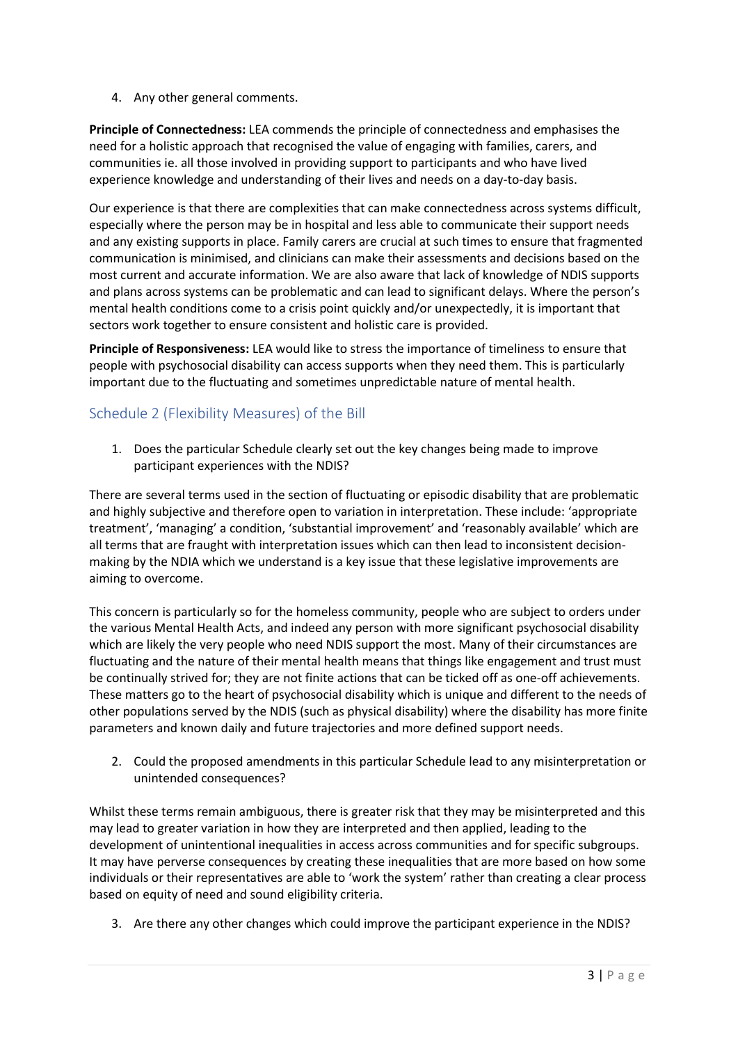4. Any other general comments.

**Principle of Connectedness:** LEA commends the principle of connectedness and emphasises the need for a holistic approach that recognised the value of engaging with families, carers, and communities ie. all those involved in providing support to participants and who have lived experience knowledge and understanding of their lives and needs on a day-to-day basis.

Our experience is that there are complexities that can make connectedness across systems difficult, especially where the person may be in hospital and less able to communicate their support needs and any existing supports in place. Family carers are crucial at such times to ensure that fragmented communication is minimised, and clinicians can make their assessments and decisions based on the most current and accurate information. We are also aware that lack of knowledge of NDIS supports and plans across systems can be problematic and can lead to significant delays. Where the person's mental health conditions come to a crisis point quickly and/or unexpectedly, it is important that sectors work together to ensure consistent and holistic care is provided.

**Principle of Responsiveness:** LEA would like to stress the importance of timeliness to ensure that people with psychosocial disability can access supports when they need them. This is particularly important due to the fluctuating and sometimes unpredictable nature of mental health.

## Schedule 2 (Flexibility Measures) of the Bill

1. Does the particular Schedule clearly set out the key changes being made to improve participant experiences with the NDIS?

There are several terms used in the section of fluctuating or episodic disability that are problematic and highly subjective and therefore open to variation in interpretation. These include: 'appropriate treatment', 'managing' a condition, 'substantial improvement' and 'reasonably available' which are all terms that are fraught with interpretation issues which can then lead to inconsistent decision-making by the NDIA which we understand is a key issue that these legislative improvements are aiming to overcome.

This concern is particularly so for the homeless community, people who are subject to orders under the various Mental Health Acts, and indeed any person with more significant psychosocial disability which are likely the very people who need NDIS support the most. Many of their circumstances are fluctuating and the nature of their mental health means that things like engagement and trust must be continually strived for; they are not finite actions that can be ticked off as one-off achievements. These matters go to the heart of psychosocial disability which is unique and different to the needs of other populations served by the NDIS (such as physical disability) where the disability has more finite parameters and known daily and future trajectories and more defined support needs.

2. Could the proposed amendments in this particular Schedule lead to any misinterpretation or unintended consequences?

Whilst these terms remain ambiguous, there is greater risk that they may be misinterpreted and this may lead to greater variation in how they are interpreted and then applied, leading to the development of unintentional inequalities in access across communities and for specific subgroups. It may have perverse consequences by creating these inequalities that are more based on how some individuals or their representatives are able to 'work the system' rather than creating a clear process based on equity of need and sound eligibility criteria.

3. Are there any other changes which could improve the participant experience in the NDIS?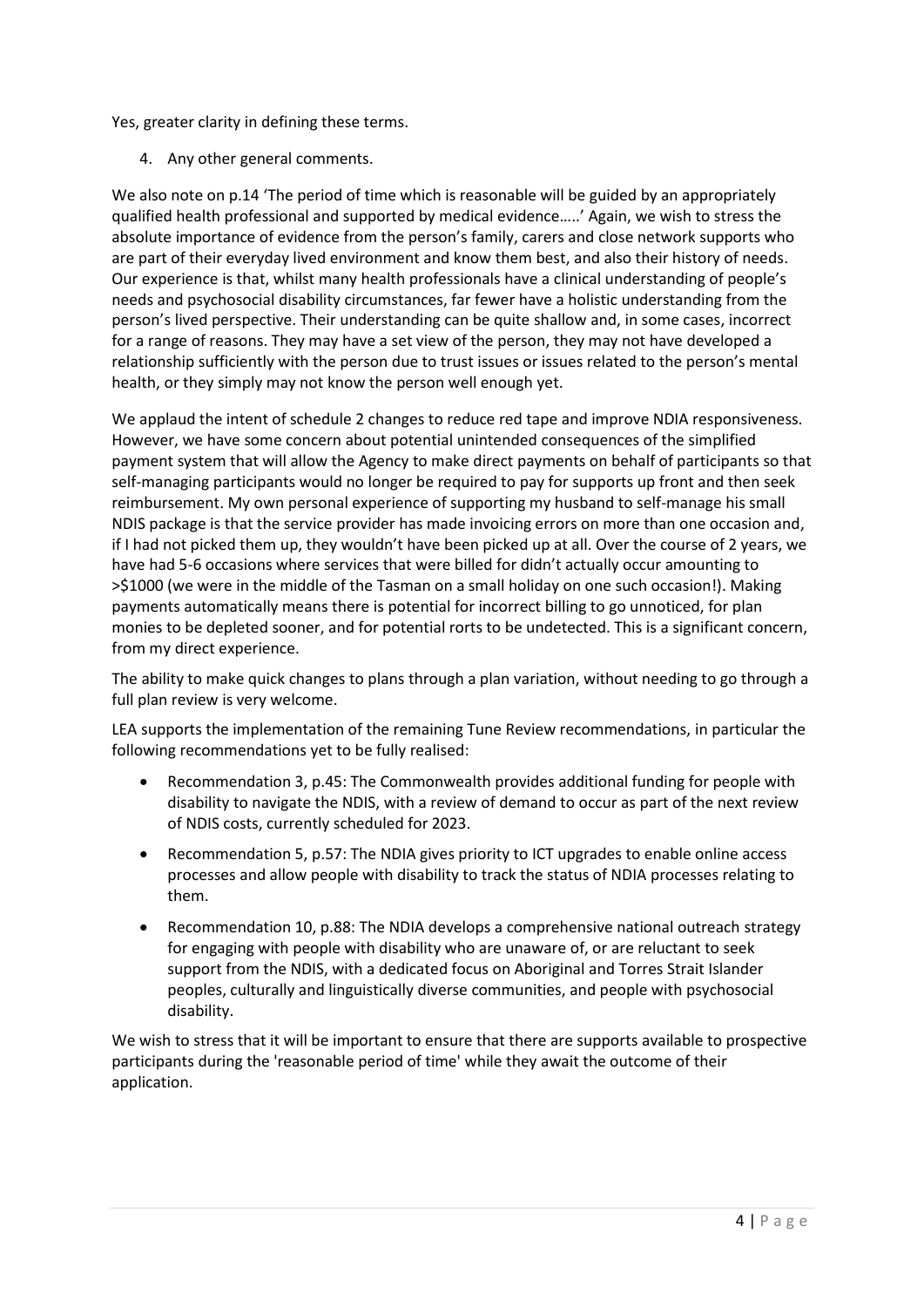Yes, greater clarity in defining these terms.

4. Any other general comments.

We also note on p.14 'The period of time which is reasonable will be guided by an appropriately qualified health professional and supported by medical evidence…..' Again, we wish to stress the absolute importance of evidence from the person's family, carers and close network supports who are part of their everyday lived environment and know them best, and also their history of needs. Our experience is that, whilst many health professionals have a clinical understanding of people's needs and psychosocial disability circumstances, far fewer have a holistic understanding from the person's lived perspective. Their understanding can be quite shallow and, in some cases, incorrect for a range of reasons. They may have a set view of the person, they may not have developed a relationship sufficiently with the person due to trust issues or issues related to the person's mental health, or they simply may not know the person well enough yet.

We applaud the intent of schedule 2 changes to reduce red tape and improve NDIA responsiveness. However, we have some concern about potential unintended consequences of the simplified payment system that will allow the Agency to make direct payments on behalf of participants so that self-managing participants would no longer be required to pay for supports up front and then seek reimbursement. My own personal experience of supporting my husband to self-manage his small NDIS package is that the service provider has made invoicing errors on more than one occasion and, if I had not picked them up, they wouldn't have been picked up at all. Over the course of 2 years, we have had 5-6 occasions where services that were billed for didn't actually occur amounting to >$1000 (we were in the middle of the Tasman on a small holiday on one such occasion!). Making payments automatically means there is potential for incorrect billing to go unnoticed, for plan monies to be depleted sooner, and for potential rorts to be undetected. This is a significant concern, from my direct experience.

The ability to make quick changes to plans through a plan variation, without needing to go through a full plan review is very welcome.

LEA supports the implementation of the remaining Tune Review recommendations, in particular the following recommendations yet to be fully realised:

- Recommendation 3, p.45: The Commonwealth provides additional funding for people with disability to navigate the NDIS, with a review of demand to occur as part of the next review of NDIS costs, currently scheduled for 2023.
- Recommendation 5, p.57: The NDIA gives priority to ICT upgrades to enable online access processes and allow people with disability to track the status of NDIA processes relating to them.
- Recommendation 10, p.88: The NDIA develops a comprehensive national outreach strategy for engaging with people with disability who are unaware of, or are reluctant to seek support from the NDIS, with a dedicated focus on Aboriginal and Torres Strait Islander peoples, culturally and linguistically diverse communities, and people with psychosocial disability.

We wish to stress that it will be important to ensure that there are supports available to prospective participants during the 'reasonable period of time' while they await the outcome of their application.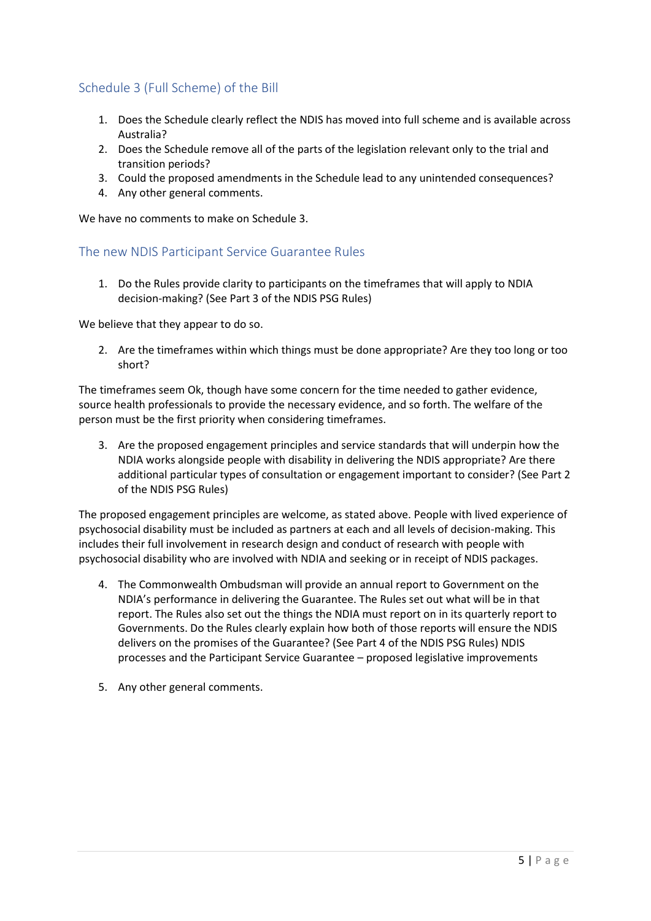## Schedule 3 (Full Scheme) of the Bill

1. Does the Schedule clearly reflect the NDIS has moved into full scheme and is available across Australia?
2. Does the Schedule remove all of the parts of the legislation relevant only to the trial and transition periods?
3. Could the proposed amendments in the Schedule lead to any unintended consequences?
4. Any other general comments.

We have no comments to make on Schedule 3.

## The new NDIS Participant Service Guarantee Rules

1. Do the Rules provide clarity to participants on the timeframes that will apply to NDIA decision-making? (See Part 3 of the NDIS PSG Rules)

We believe that they appear to do so.

2. Are the timeframes within which things must be done appropriate? Are they too long or too short?

The timeframes seem Ok, though have some concern for the time needed to gather evidence, source health professionals to provide the necessary evidence, and so forth. The welfare of the person must be the first priority when considering timeframes.

3. Are the proposed engagement principles and service standards that will underpin how the NDIA works alongside people with disability in delivering the NDIS appropriate? Are there additional particular types of consultation or engagement important to consider? (See Part 2 of the NDIS PSG Rules)

The proposed engagement principles are welcome, as stated above. People with lived experience of psychosocial disability must be included as partners at each and all levels of decision-making. This includes their full involvement in research design and conduct of research with people with psychosocial disability who are involved with NDIA and seeking or in receipt of NDIS packages.

4. The Commonwealth Ombudsman will provide an annual report to Government on the NDIA's performance in delivering the Guarantee. The Rules set out what will be in that report. The Rules also set out the things the NDIA must report on in its quarterly report to Governments. Do the Rules clearly explain how both of those reports will ensure the NDIS delivers on the promises of the Guarantee? (See Part 4 of the NDIS PSG Rules) NDIS processes and the Participant Service Guarantee – proposed legislative improvements

5. Any other general comments.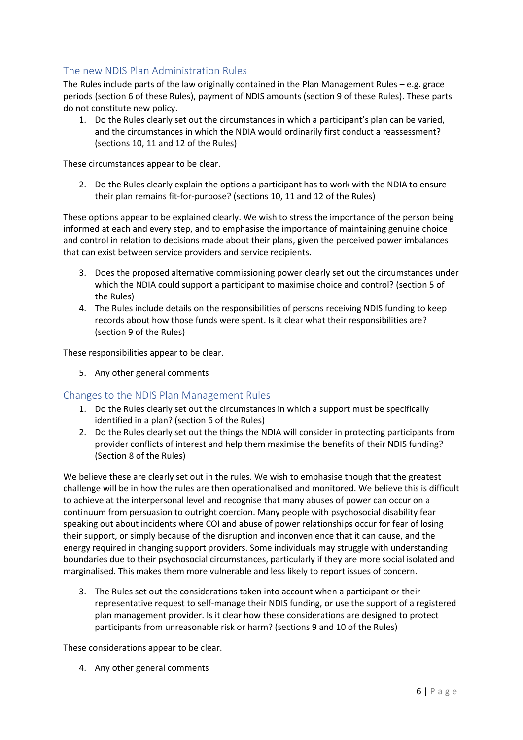## The new NDIS Plan Administration Rules

The Rules include parts of the law originally contained in the Plan Management Rules – e.g. grace periods (section 6 of these Rules), payment of NDIS amounts (section 9 of these Rules). These parts do not constitute new policy.

1. Do the Rules clearly set out the circumstances in which a participant's plan can be varied, and the circumstances in which the NDIA would ordinarily first conduct a reassessment? (sections 10, 11 and 12 of the Rules)

These circumstances appear to be clear.

2. Do the Rules clearly explain the options a participant has to work with the NDIA to ensure their plan remains fit-for-purpose? (sections 10, 11 and 12 of the Rules)

These options appear to be explained clearly. We wish to stress the importance of the person being informed at each and every step, and to emphasise the importance of maintaining genuine choice and control in relation to decisions made about their plans, given the perceived power imbalances that can exist between service providers and service recipients.

3. Does the proposed alternative commissioning power clearly set out the circumstances under which the NDIA could support a participant to maximise choice and control? (section 5 of the Rules)
4. The Rules include details on the responsibilities of persons receiving NDIS funding to keep records about how those funds were spent. Is it clear what their responsibilities are? (section 9 of the Rules)

These responsibilities appear to be clear.

5. Any other general comments

## Changes to the NDIS Plan Management Rules

1. Do the Rules clearly set out the circumstances in which a support must be specifically identified in a plan? (section 6 of the Rules)
2. Do the Rules clearly set out the things the NDIA will consider in protecting participants from provider conflicts of interest and help them maximise the benefits of their NDIS funding? (Section 8 of the Rules)

We believe these are clearly set out in the rules. We wish to emphasise though that the greatest challenge will be in how the rules are then operationalised and monitored. We believe this is difficult to achieve at the interpersonal level and recognise that many abuses of power can occur on a continuum from persuasion to outright coercion. Many people with psychosocial disability fear speaking out about incidents where COI and abuse of power relationships occur for fear of losing their support, or simply because of the disruption and inconvenience that it can cause, and the energy required in changing support providers. Some individuals may struggle with understanding boundaries due to their psychosocial circumstances, particularly if they are more social isolated and marginalised. This makes them more vulnerable and less likely to report issues of concern.

3. The Rules set out the considerations taken into account when a participant or their representative request to self-manage their NDIS funding, or use the support of a registered plan management provider. Is it clear how these considerations are designed to protect participants from unreasonable risk or harm? (sections 9 and 10 of the Rules)

These considerations appear to be clear.

4. Any other general comments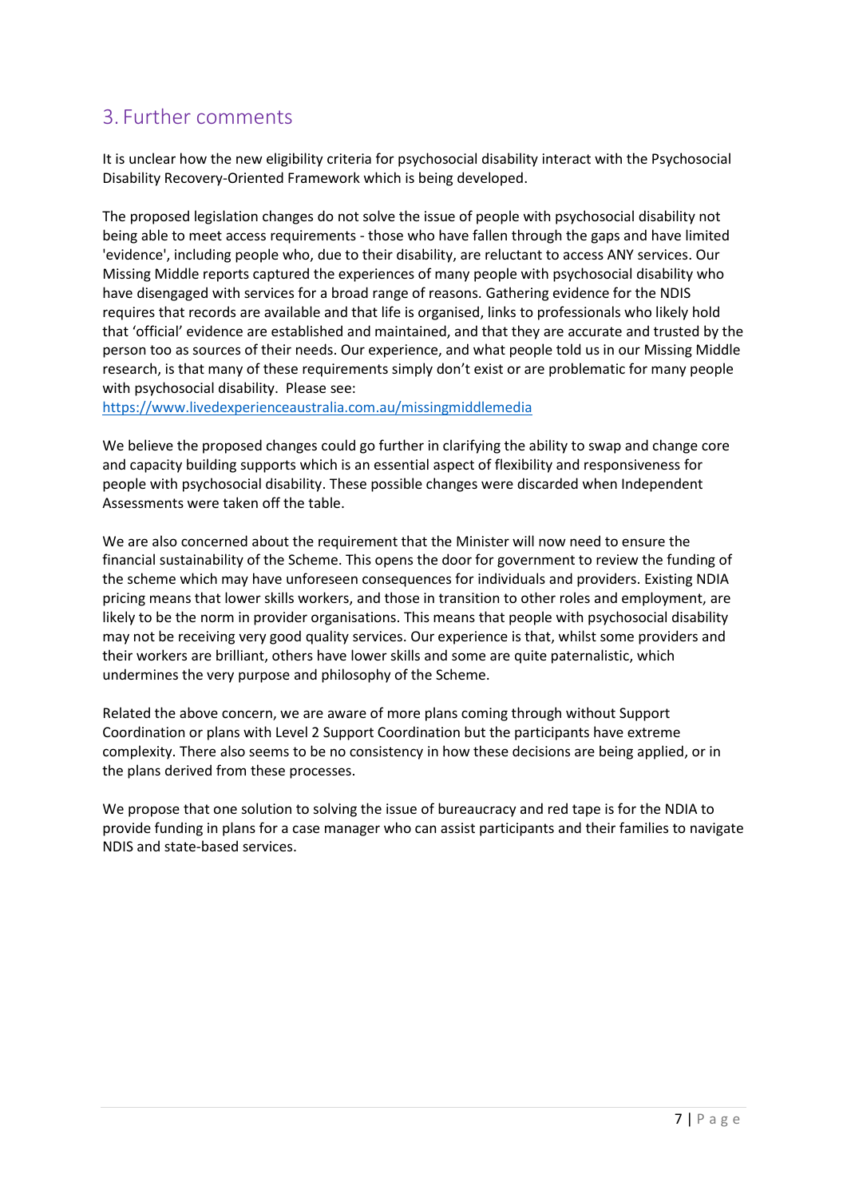## 3. Further comments

It is unclear how the new eligibility criteria for psychosocial disability interact with the Psychosocial Disability Recovery-Oriented Framework which is being developed.

The proposed legislation changes do not solve the issue of people with psychosocial disability not being able to meet access requirements - those who have fallen through the gaps and have limited 'evidence', including people who, due to their disability, are reluctant to access ANY services. Our Missing Middle reports captured the experiences of many people with psychosocial disability who have disengaged with services for a broad range of reasons. Gathering evidence for the NDIS requires that records are available and that life is organised, links to professionals who likely hold that 'official' evidence are established and maintained, and that they are accurate and trusted by the person too as sources of their needs. Our experience, and what people told us in our Missing Middle research, is that many of these requirements simply don't exist or are problematic for many people with psychosocial disability. Please see: https://www.livedexperienceaustralia.com.au/missingmiddlemedia

We believe the proposed changes could go further in clarifying the ability to swap and change core and capacity building supports which is an essential aspect of flexibility and responsiveness for people with psychosocial disability. These possible changes were discarded when Independent Assessments were taken off the table.

We are also concerned about the requirement that the Minister will now need to ensure the financial sustainability of the Scheme. This opens the door for government to review the funding of the scheme which may have unforeseen consequences for individuals and providers. Existing NDIA pricing means that lower skills workers, and those in transition to other roles and employment, are likely to be the norm in provider organisations. This means that people with psychosocial disability may not be receiving very good quality services. Our experience is that, whilst some providers and their workers are brilliant, others have lower skills and some are quite paternalistic, which undermines the very purpose and philosophy of the Scheme.

Related the above concern, we are aware of more plans coming through without Support Coordination or plans with Level 2 Support Coordination but the participants have extreme complexity. There also seems to be no consistency in how these decisions are being applied, or in the plans derived from these processes.

We propose that one solution to solving the issue of bureaucracy and red tape is for the NDIA to provide funding in plans for a case manager who can assist participants and their families to navigate NDIS and state-based services.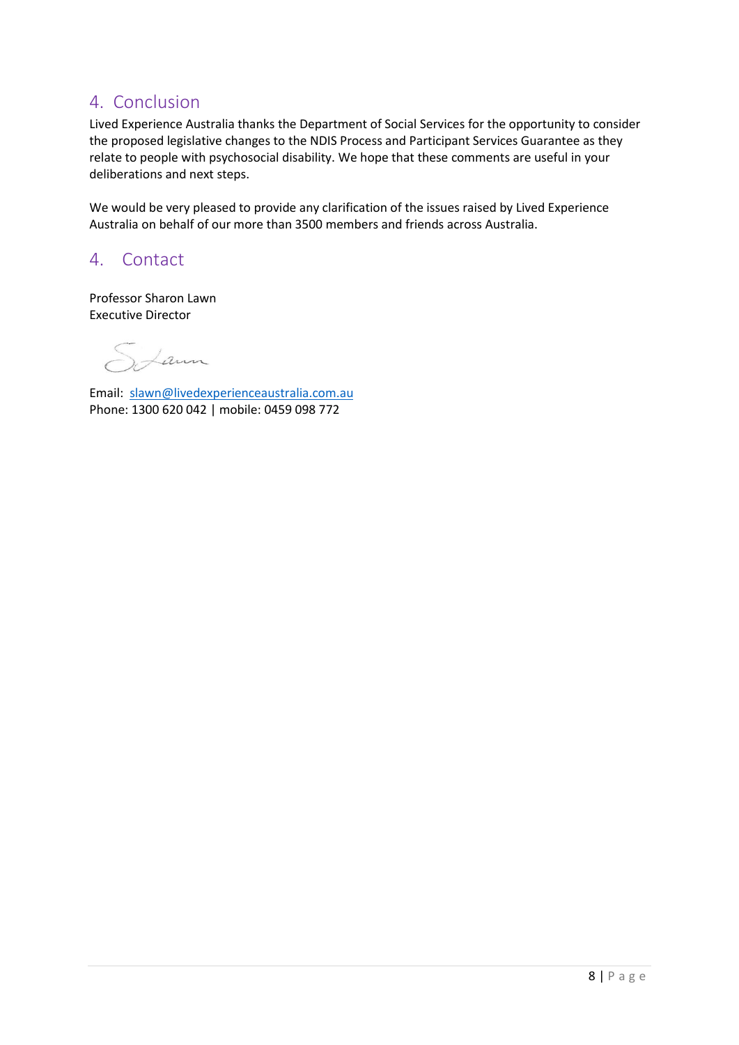## 4. Conclusion

Lived Experience Australia thanks the Department of Social Services for the opportunity to consider the proposed legislative changes to the NDIS Process and Participant Services Guarantee as they relate to people with psychosocial disability. We hope that these comments are useful in your deliberations and next steps.

We would be very pleased to provide any clarification of the issues raised by Lived Experience Australia on behalf of our more than 3500 members and friends across Australia.

## 4. Contact

Professor Sharon Lawn
Executive Director

Email: slawn@livedexperienceaustralia.com.au
Phone: 1300 620 042 | mobile: 0459 098 772